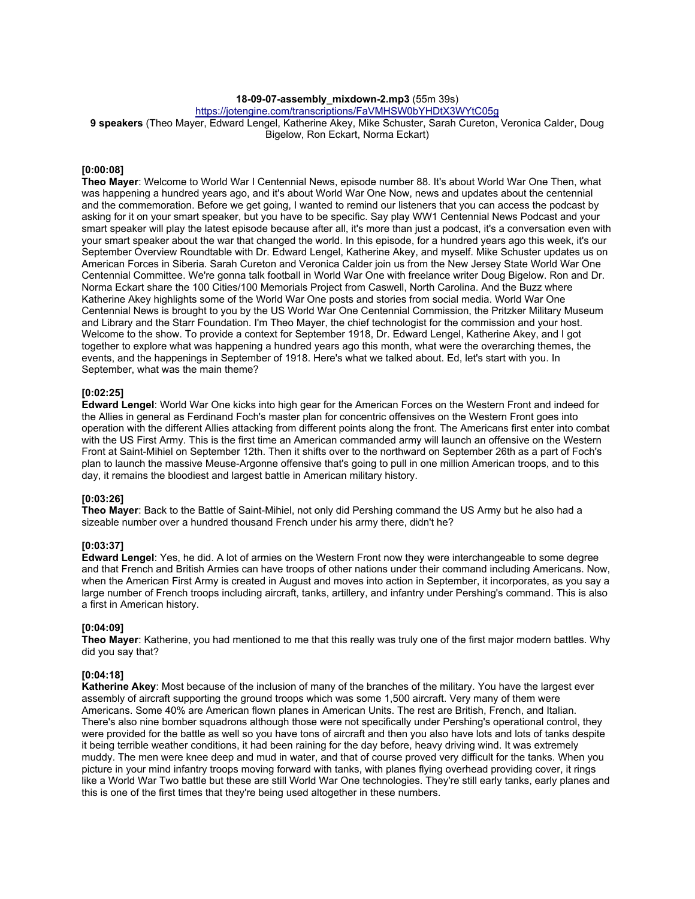**18-09-07-assembly_mixdown-2.mp3** (55m 39s)

https://jotengine.com/transcriptions/FaVMHSW0bYHDtX3WYtC05g

**9 speakers** (Theo Mayer, Edward Lengel, Katherine Akey, Mike Schuster, Sarah Cureton, Veronica Calder, Doug Bigelow, Ron Eckart, Norma Eckart)

**[0:00:08]**

**Theo Mayer**: Welcome to World War I Centennial News, episode number 88. It's about World War One Then, what was happening a hundred years ago, and it's about World War One Now, news and updates about the centennial and the commemoration. Before we get going, I wanted to remind our listeners that you can access the podcast by asking for it on your smart speaker, but you have to be specific. Say play WW1 Centennial News Podcast and your smart speaker will play the latest episode because after all, it's more than just a podcast, it's a conversation even with your smart speaker about the war that changed the world. In this episode, for a hundred years ago this week, it's our September Overview Roundtable with Dr. Edward Lengel, Katherine Akey, and myself. Mike Schuster updates us on American Forces in Siberia. Sarah Cureton and Veronica Calder join us from the New Jersey State World War One Centennial Committee. We're gonna talk football in World War One with freelance writer Doug Bigelow. Ron and Dr. Norma Eckart share the 100 Cities/100 Memorials Project from Caswell, North Carolina. And the Buzz where Katherine Akey highlights some of the World War One posts and stories from social media. World War One Centennial News is brought to you by the US World War One Centennial Commission, the Pritzker Military Museum and Library and the Starr Foundation. I'm Theo Mayer, the chief technologist for the commission and your host. Welcome to the show. To provide a context for September 1918, Dr. Edward Lengel, Katherine Akey, and I got together to explore what was happening a hundred years ago this month, what were the overarching themes, the events, and the happenings in September of 1918. Here's what we talked about. Ed, let's start with you. In September, what was the main theme?

**[0:02:25]**

**Edward Lengel**: World War One kicks into high gear for the American Forces on the Western Front and indeed for the Allies in general as Ferdinand Foch's master plan for concentric offensives on the Western Front goes into operation with the different Allies attacking from different points along the front. The Americans first enter into combat with the US First Army. This is the first time an American commanded army will launch an offensive on the Western Front at Saint-Mihiel on September 12th. Then it shifts over to the northward on September 26th as a part of Foch's plan to launch the massive Meuse-Argonne offensive that's going to pull in one million American troops, and to this day, it remains the bloodiest and largest battle in American military history.

**[0:03:26]**

**Theo Mayer**: Back to the Battle of Saint-Mihiel, not only did Pershing command the US Army but he also had a sizeable number over a hundred thousand French under his army there, didn't he?

**[0:03:37]**

**Edward Lengel**: Yes, he did. A lot of armies on the Western Front now they were interchangeable to some degree and that French and British Armies can have troops of other nations under their command including Americans. Now, when the American First Army is created in August and moves into action in September, it incorporates, as you say a large number of French troops including aircraft, tanks, artillery, and infantry under Pershing's command. This is also a first in American history.

**[0:04:09]**

**Theo Mayer**: Katherine, you had mentioned to me that this really was truly one of the first major modern battles. Why did you say that?

**[0:04:18]**

**Katherine Akey**: Most because of the inclusion of many of the branches of the military. You have the largest ever assembly of aircraft supporting the ground troops which was some 1,500 aircraft. Very many of them were Americans. Some 40% are American flown planes in American Units. The rest are British, French, and Italian. There's also nine bomber squadrons although those were not specifically under Pershing's operational control, they were provided for the battle as well so you have tons of aircraft and then you also have lots and lots of tanks despite it being terrible weather conditions, it had been raining for the day before, heavy driving wind. It was extremely muddy. The men were knee deep and mud in water, and that of course proved very difficult for the tanks. When you picture in your mind infantry troops moving forward with tanks, with planes flying overhead providing cover, it rings like a World War Two battle but these are still World War One technologies. They're still early tanks, early planes and this is one of the first times that they're being used altogether in these numbers.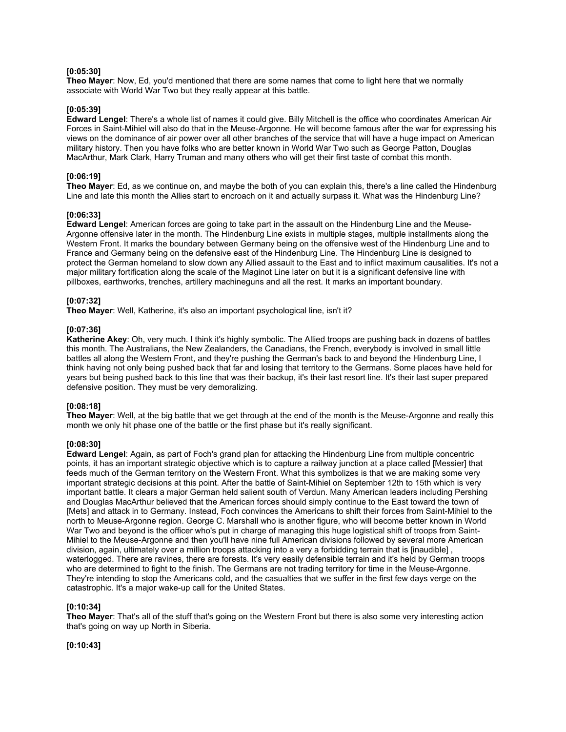**[0:05:30]**
**Theo Mayer**: Now, Ed, you'd mentioned that there are some names that come to light here that we normally associate with World War Two but they really appear at this battle.

**[0:05:39]**
**Edward Lengel**: There's a whole list of names it could give. Billy Mitchell is the office who coordinates American Air Forces in Saint-Mihiel will also do that in the Meuse-Argonne. He will become famous after the war for expressing his views on the dominance of air power over all other branches of the service that will have a huge impact on American military history. Then you have folks who are better known in World War Two such as George Patton, Douglas MacArthur, Mark Clark, Harry Truman and many others who will get their first taste of combat this month.

**[0:06:19]**
**Theo Mayer**: Ed, as we continue on, and maybe the both of you can explain this, there's a line called the Hindenburg Line and late this month the Allies start to encroach on it and actually surpass it. What was the Hindenburg Line?

**[0:06:33]**
**Edward Lengel**: American forces are going to take part in the assault on the Hindenburg Line and the Meuse-Argonne offensive later in the month. The Hindenburg Line exists in multiple stages, multiple installments along the Western Front. It marks the boundary between Germany being on the offensive west of the Hindenburg Line and to France and Germany being on the defensive east of the Hindenburg Line. The Hindenburg Line is designed to protect the German homeland to slow down any Allied assault to the East and to inflict maximum causalities. It's not a major military fortification along the scale of the Maginot Line later on but it is a significant defensive line with pillboxes, earthworks, trenches, artillery machineguns and all the rest. It marks an important boundary.

**[0:07:32]**
**Theo Mayer**: Well, Katherine, it's also an important psychological line, isn't it?

**[0:07:36]**
**Katherine Akey**: Oh, very much. I think it's highly symbolic. The Allied troops are pushing back in dozens of battles this month. The Australians, the New Zealanders, the Canadians, the French, everybody is involved in small little battles all along the Western Front, and they're pushing the German's back to and beyond the Hindenburg Line, I think having not only being pushed back that far and losing that territory to the Germans. Some places have held for years but being pushed back to this line that was their backup, it's their last resort line. It's their last super prepared defensive position. They must be very demoralizing.

**[0:08:18]**
**Theo Mayer**: Well, at the big battle that we get through at the end of the month is the Meuse-Argonne and really this month we only hit phase one of the battle or the first phase but it's really significant.

**[0:08:30]**
**Edward Lengel**: Again, as part of Foch's grand plan for attacking the Hindenburg Line from multiple concentric points, it has an important strategic objective which is to capture a railway junction at a place called [Messier] that feeds much of the German territory on the Western Front. What this symbolizes is that we are making some very important strategic decisions at this point. After the battle of Saint-Mihiel on September 12th to 15th which is very important battle. It clears a major German held salient south of Verdun. Many American leaders including Pershing and Douglas MacArthur believed that the American forces should simply continue to the East toward the town of [Mets] and attack in to Germany. Instead, Foch convinces the Americans to shift their forces from Saint-Mihiel to the north to Meuse-Argonne region. George C. Marshall who is another figure, who will become better known in World War Two and beyond is the officer who's put in charge of managing this huge logistical shift of troops from Saint-Mihiel to the Meuse-Argonne and then you'll have nine full American divisions followed by several more American division, again, ultimately over a million troops attacking into a very a forbidding terrain that is [inaudible] , waterlogged. There are ravines, there are forests. It's very easily defensible terrain and it's held by German troops who are determined to fight to the finish. The Germans are not trading territory for time in the Meuse-Argonne. They're intending to stop the Americans cold, and the casualties that we suffer in the first few days verge on the catastrophic. It's a major wake-up call for the United States.

**[0:10:34]**
**Theo Mayer**: That's all of the stuff that's going on the Western Front but there is also some very interesting action that's going on way up North in Siberia.

**[0:10:43]**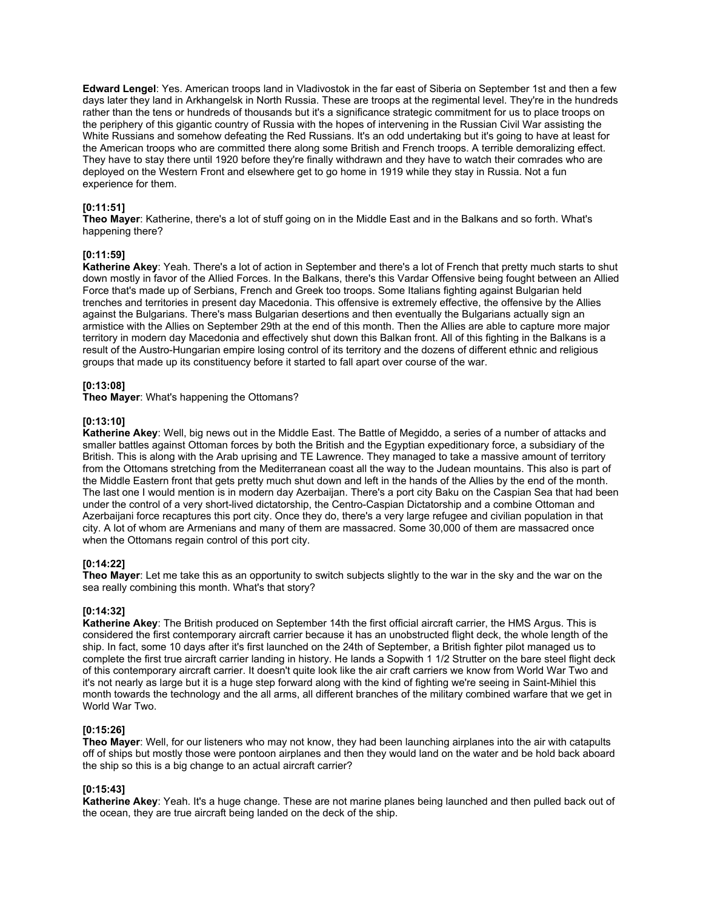**Edward Lengel**: Yes. American troops land in Vladivostok in the far east of Siberia on September 1st and then a few days later they land in Arkhangelsk in North Russia. These are troops at the regimental level. They're in the hundreds rather than the tens or hundreds of thousands but it's a significance strategic commitment for us to place troops on the periphery of this gigantic country of Russia with the hopes of intervening in the Russian Civil War assisting the White Russians and somehow defeating the Red Russians. It's an odd undertaking but it's going to have at least for the American troops who are committed there along some British and French troops. A terrible demoralizing effect. They have to stay there until 1920 before they're finally withdrawn and they have to watch their comrades who are deployed on the Western Front and elsewhere get to go home in 1919 while they stay in Russia. Not a fun experience for them.

**[0:11:51]**
**Theo Mayer**: Katherine, there's a lot of stuff going on in the Middle East and in the Balkans and so forth. What's happening there?

**[0:11:59]**
**Katherine Akey**: Yeah. There's a lot of action in September and there's a lot of French that pretty much starts to shut down mostly in favor of the Allied Forces. In the Balkans, there's this Vardar Offensive being fought between an Allied Force that's made up of Serbians, French and Greek too troops. Some Italians fighting against Bulgarian held trenches and territories in present day Macedonia. This offensive is extremely effective, the offensive by the Allies against the Bulgarians. There's mass Bulgarian desertions and then eventually the Bulgarians actually sign an armistice with the Allies on September 29th at the end of this month. Then the Allies are able to capture more major territory in modern day Macedonia and effectively shut down this Balkan front. All of this fighting in the Balkans is a result of the Austro-Hungarian empire losing control of its territory and the dozens of different ethnic and religious groups that made up its constituency before it started to fall apart over course of the war.

**[0:13:08]**
**Theo Mayer**: What's happening the Ottomans?

**[0:13:10]**
**Katherine Akey**: Well, big news out in the Middle East. The Battle of Megiddo, a series of a number of attacks and smaller battles against Ottoman forces by both the British and the Egyptian expeditionary force, a subsidiary of the British. This is along with the Arab uprising and TE Lawrence. They managed to take a massive amount of territory from the Ottomans stretching from the Mediterranean coast all the way to the Judean mountains. This also is part of the Middle Eastern front that gets pretty much shut down and left in the hands of the Allies by the end of the month. The last one I would mention is in modern day Azerbaijan. There's a port city Baku on the Caspian Sea that had been under the control of a very short-lived dictatorship, the Centro-Caspian Dictatorship and a combine Ottoman and Azerbaijani force recaptures this port city. Once they do, there's a very large refugee and civilian population in that city. A lot of whom are Armenians and many of them are massacred. Some 30,000 of them are massacred once when the Ottomans regain control of this port city.

**[0:14:22]**
**Theo Mayer**: Let me take this as an opportunity to switch subjects slightly to the war in the sky and the war on the sea really combining this month. What's that story?

**[0:14:32]**
**Katherine Akey**: The British produced on September 14th the first official aircraft carrier, the HMS Argus. This is considered the first contemporary aircraft carrier because it has an unobstructed flight deck, the whole length of the ship. In fact, some 10 days after it's first launched on the 24th of September, a British fighter pilot managed us to complete the first true aircraft carrier landing in history. He lands a Sopwith 1 1/2 Strutter on the bare steel flight deck of this contemporary aircraft carrier. It doesn't quite look like the air craft carriers we know from World War Two and it's not nearly as large but it is a huge step forward along with the kind of fighting we're seeing in Saint-Mihiel this month towards the technology and the all arms, all different branches of the military combined warfare that we get in World War Two.

**[0:15:26]**
**Theo Mayer**: Well, for our listeners who may not know, they had been launching airplanes into the air with catapults off of ships but mostly those were pontoon airplanes and then they would land on the water and be hold back aboard the ship so this is a big change to an actual aircraft carrier?

**[0:15:43]**
**Katherine Akey**: Yeah. It's a huge change. These are not marine planes being launched and then pulled back out of the ocean, they are true aircraft being landed on the deck of the ship.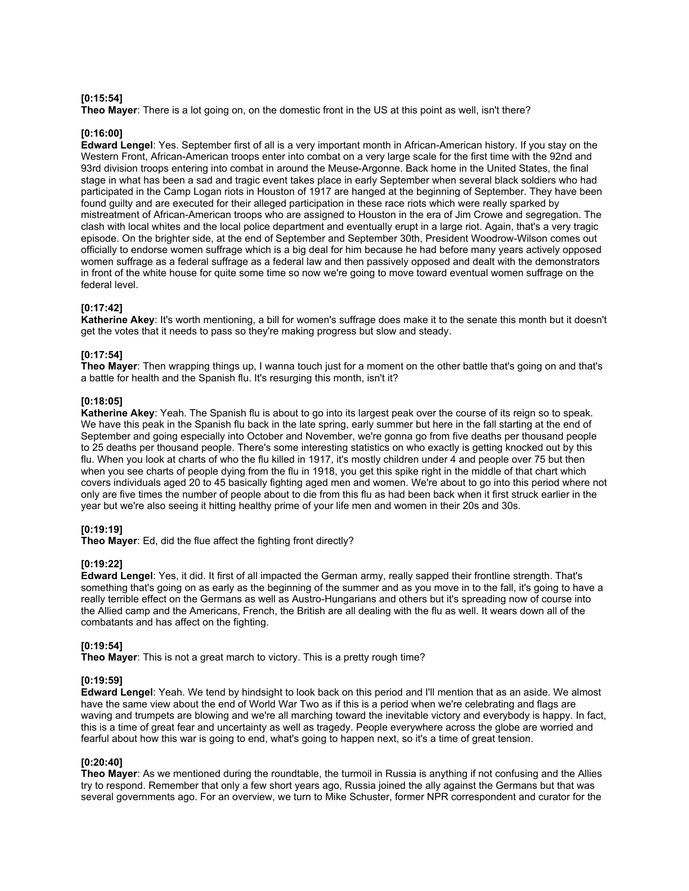**[0:15:54]**
**Theo Mayer**: There is a lot going on, on the domestic front in the US at this point as well, isn't there?

**[0:16:00]**
**Edward Lengel**: Yes. September first of all is a very important month in African-American history. If you stay on the Western Front, African-American troops enter into combat on a very large scale for the first time with the 92nd and 93rd division troops entering into combat in around the Meuse-Argonne. Back home in the United States, the final stage in what has been a sad and tragic event takes place in early September when several black soldiers who had participated in the Camp Logan riots in Houston of 1917 are hanged at the beginning of September. They have been found guilty and are executed for their alleged participation in these race riots which were really sparked by mistreatment of African-American troops who are assigned to Houston in the era of Jim Crowe and segregation. The clash with local whites and the local police department and eventually erupt in a large riot. Again, that's a very tragic episode. On the brighter side, at the end of September and September 30th, President Woodrow-Wilson comes out officially to endorse women suffrage which is a big deal for him because he had before many years actively opposed women suffrage as a federal suffrage as a federal law and then passively opposed and dealt with the demonstrators in front of the white house for quite some time so now we're going to move toward eventual women suffrage on the federal level.

**[0:17:42]**
**Katherine Akey**: It's worth mentioning, a bill for women's suffrage does make it to the senate this month but it doesn't get the votes that it needs to pass so they're making progress but slow and steady.

**[0:17:54]**
**Theo Mayer**: Then wrapping things up, I wanna touch just for a moment on the other battle that's going on and that's a battle for health and the Spanish flu. It's resurging this month, isn't it?

**[0:18:05]**
**Katherine Akey**: Yeah. The Spanish flu is about to go into its largest peak over the course of its reign so to speak. We have this peak in the Spanish flu back in the late spring, early summer but here in the fall starting at the end of September and going especially into October and November, we're gonna go from five deaths per thousand people to 25 deaths per thousand people. There's some interesting statistics on who exactly is getting knocked out by this flu. When you look at charts of who the flu killed in 1917, it's mostly children under 4 and people over 75 but then when you see charts of people dying from the flu in 1918, you get this spike right in the middle of that chart which covers individuals aged 20 to 45 basically fighting aged men and women. We're about to go into this period where not only are five times the number of people about to die from this flu as had been back when it first struck earlier in the year but we're also seeing it hitting healthy prime of your life men and women in their 20s and 30s.

**[0:19:19]**
**Theo Mayer**: Ed, did the flue affect the fighting front directly?

**[0:19:22]**
**Edward Lengel**: Yes, it did. It first of all impacted the German army, really sapped their frontline strength. That's something that's going on as early as the beginning of the summer and as you move in to the fall, it's going to have a really terrible effect on the Germans as well as Austro-Hungarians and others but it's spreading now of course into the Allied camp and the Americans, French, the British are all dealing with the flu as well. It wears down all of the combatants and has affect on the fighting.

**[0:19:54]**
**Theo Mayer**: This is not a great march to victory. This is a pretty rough time?

**[0:19:59]**
**Edward Lengel**: Yeah. We tend by hindsight to look back on this period and I'll mention that as an aside. We almost have the same view about the end of World War Two as if this is a period when we're celebrating and flags are waving and trumpets are blowing and we're all marching toward the inevitable victory and everybody is happy. In fact, this is a time of great fear and uncertainty as well as tragedy. People everywhere across the globe are worried and fearful about how this war is going to end, what's going to happen next, so it's a time of great tension.

**[0:20:40]**
**Theo Mayer**: As we mentioned during the roundtable, the turmoil in Russia is anything if not confusing and the Allies try to respond. Remember that only a few short years ago, Russia joined the ally against the Germans but that was several governments ago. For an overview, we turn to Mike Schuster, former NPR correspondent and curator for the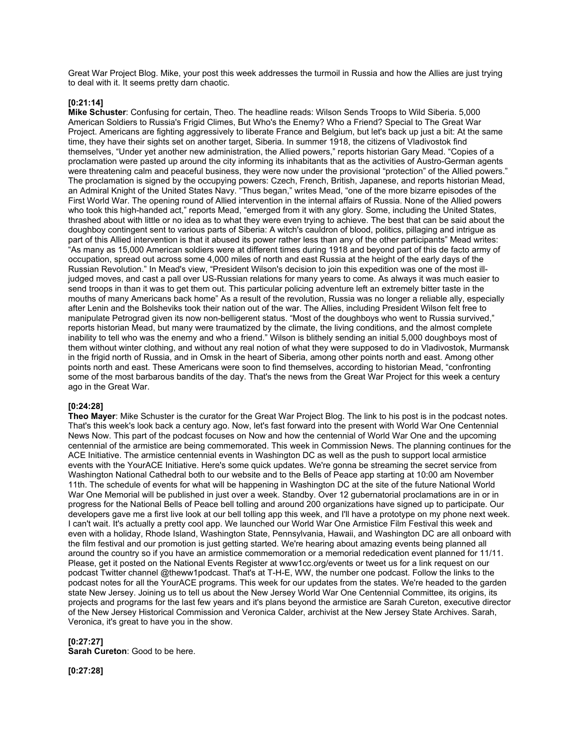Great War Project Blog. Mike, your post this week addresses the turmoil in Russia and how the Allies are just trying to deal with it. It seems pretty darn chaotic.

**[0:21:14]**
**Mike Schuster**: Confusing for certain, Theo. The headline reads: Wilson Sends Troops to Wild Siberia. 5,000 American Soldiers to Russia's Frigid Climes, But Who's the Enemy? Who a Friend? Special to The Great War Project. Americans are fighting aggressively to liberate France and Belgium, but let's back up just a bit: At the same time, they have their sights set on another target, Siberia. In summer 1918, the citizens of Vladivostok find themselves, "Under yet another new administration, the Allied powers," reports historian Gary Mead. "Copies of a proclamation were pasted up around the city informing its inhabitants that as the activities of Austro-German agents were threatening calm and peaceful business, they were now under the provisional "protection" of the Allied powers." The proclamation is signed by the occupying powers: Czech, French, British, Japanese, and reports historian Mead, an Admiral Knight of the United States Navy. "Thus began," writes Mead, "one of the more bizarre episodes of the First World War. The opening round of Allied intervention in the internal affairs of Russia. None of the Allied powers who took this high-handed act," reports Mead, "emerged from it with any glory. Some, including the United States, thrashed about with little or no idea as to what they were even trying to achieve. The best that can be said about the doughboy contingent sent to various parts of Siberia: A witch's cauldron of blood, politics, pillaging and intrigue as part of this Allied intervention is that it abused its power rather less than any of the other participants" Mead writes: "As many as 15,000 American soldiers were at different times during 1918 and beyond part of this de facto army of occupation, spread out across some 4,000 miles of north and east Russia at the height of the early days of the Russian Revolution." In Mead's view, "President Wilson's decision to join this expedition was one of the most ill-judged moves, and cast a pall over US-Russian relations for many years to come. As always it was much easier to send troops in than it was to get them out. This particular policing adventure left an extremely bitter taste in the mouths of many Americans back home" As a result of the revolution, Russia was no longer a reliable ally, especially after Lenin and the Bolsheviks took their nation out of the war. The Allies, including President Wilson felt free to manipulate Petrograd given its now non-belligerent status. "Most of the doughboys who went to Russia survived," reports historian Mead, but many were traumatized by the climate, the living conditions, and the almost complete inability to tell who was the enemy and who a friend." Wilson is blithely sending an initial 5,000 doughboys most of them without winter clothing, and without any real notion of what they were supposed to do in Vladivostok, Murmansk in the frigid north of Russia, and in Omsk in the heart of Siberia, among other points north and east. Among other points north and east. These Americans were soon to find themselves, according to historian Mead, "confronting some of the most barbarous bandits of the day. That's the news from the Great War Project for this week a century ago in the Great War.

**[0:24:28]**
**Theo Mayer**: Mike Schuster is the curator for the Great War Project Blog. The link to his post is in the podcast notes. That's this week's look back a century ago. Now, let's fast forward into the present with World War One Centennial News Now. This part of the podcast focuses on Now and how the centennial of World War One and the upcoming centennial of the armistice are being commemorated. This week in Commission News. The planning continues for the ACE Initiative. The armistice centennial events in Washington DC as well as the push to support local armistice events with the YourACE Initiative. Here's some quick updates. We're gonna be streaming the secret service from Washington National Cathedral both to our website and to the Bells of Peace app starting at 10:00 am November 11th. The schedule of events for what will be happening in Washington DC at the site of the future National World War One Memorial will be published in just over a week. Standby. Over 12 gubernatorial proclamations are in or in progress for the National Bells of Peace bell tolling and around 200 organizations have signed up to participate. Our developers gave me a first live look at our bell tolling app this week, and I'll have a prototype on my phone next week. I can't wait. It's actually a pretty cool app. We launched our World War One Armistice Film Festival this week and even with a holiday, Rhode Island, Washington State, Pennsylvania, Hawaii, and Washington DC are all onboard with the film festival and our promotion is just getting started. We're hearing about amazing events being planned all around the country so if you have an armistice commemoration or a memorial rededication event planned for 11/11. Please, get it posted on the National Events Register at www1cc.org/events or tweet us for a link request on our podcast Twitter channel @theww1podcast. That's at T-H-E, WW, the number one podcast. Follow the links to the podcast notes for all the YourACE programs. This week for our updates from the states. We're headed to the garden state New Jersey. Joining us to tell us about the New Jersey World War One Centennial Committee, its origins, its projects and programs for the last few years and it's plans beyond the armistice are Sarah Cureton, executive director of the New Jersey Historical Commission and Veronica Calder, archivist at the New Jersey State Archives. Sarah, Veronica, it's great to have you in the show.

**[0:27:27]**
**Sarah Cureton**: Good to be here.

**[0:27:28]**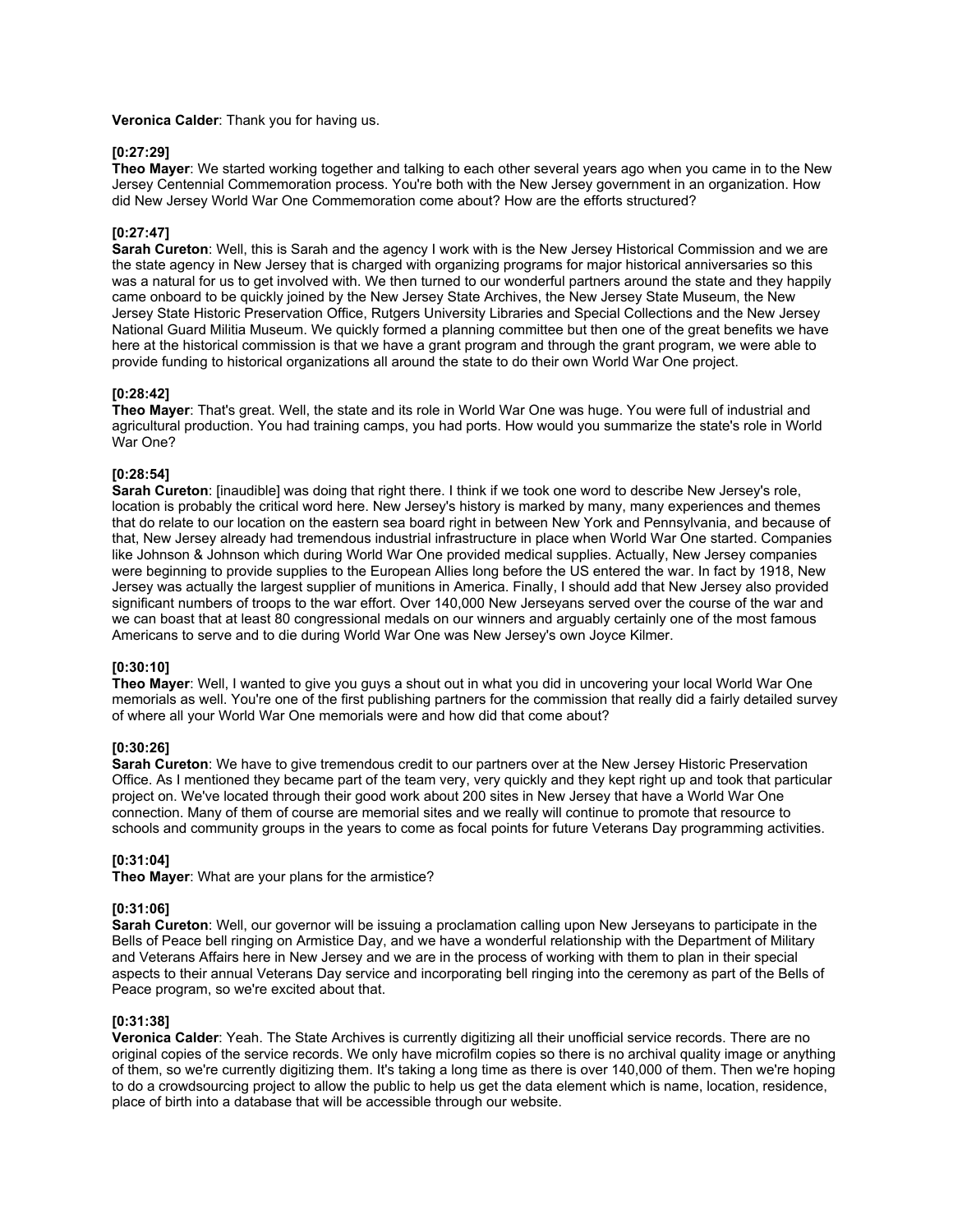**Veronica Calder**: Thank you for having us.

**[0:27:29]**
**Theo Mayer**: We started working together and talking to each other several years ago when you came in to the New Jersey Centennial Commemoration process. You're both with the New Jersey government in an organization. How did New Jersey World War One Commemoration come about? How are the efforts structured?

**[0:27:47]**
**Sarah Cureton**: Well, this is Sarah and the agency I work with is the New Jersey Historical Commission and we are the state agency in New Jersey that is charged with organizing programs for major historical anniversaries so this was a natural for us to get involved with. We then turned to our wonderful partners around the state and they happily came onboard to be quickly joined by the New Jersey State Archives, the New Jersey State Museum, the New Jersey State Historic Preservation Office, Rutgers University Libraries and Special Collections and the New Jersey National Guard Militia Museum. We quickly formed a planning committee but then one of the great benefits we have here at the historical commission is that we have a grant program and through the grant program, we were able to provide funding to historical organizations all around the state to do their own World War One project.

**[0:28:42]**
**Theo Mayer**: That's great. Well, the state and its role in World War One was huge. You were full of industrial and agricultural production. You had training camps, you had ports. How would you summarize the state's role in World War One?

**[0:28:54]**
**Sarah Cureton**: [inaudible] was doing that right there. I think if we took one word to describe New Jersey's role, location is probably the critical word here. New Jersey's history is marked by many, many experiences and themes that do relate to our location on the eastern sea board right in between New York and Pennsylvania, and because of that, New Jersey already had tremendous industrial infrastructure in place when World War One started. Companies like Johnson & Johnson which during World War One provided medical supplies. Actually, New Jersey companies were beginning to provide supplies to the European Allies long before the US entered the war. In fact by 1918, New Jersey was actually the largest supplier of munitions in America. Finally, I should add that New Jersey also provided significant numbers of troops to the war effort. Over 140,000 New Jerseyans served over the course of the war and we can boast that at least 80 congressional medals on our winners and arguably certainly one of the most famous Americans to serve and to die during World War One was New Jersey's own Joyce Kilmer.

**[0:30:10]**
**Theo Mayer**: Well, I wanted to give you guys a shout out in what you did in uncovering your local World War One memorials as well. You're one of the first publishing partners for the commission that really did a fairly detailed survey of where all your World War One memorials were and how did that come about?

**[0:30:26]**
**Sarah Cureton**: We have to give tremendous credit to our partners over at the New Jersey Historic Preservation Office. As I mentioned they became part of the team very, very quickly and they kept right up and took that particular project on. We've located through their good work about 200 sites in New Jersey that have a World War One connection. Many of them of course are memorial sites and we really will continue to promote that resource to schools and community groups in the years to come as focal points for future Veterans Day programming activities.

**[0:31:04]**
**Theo Mayer**: What are your plans for the armistice?

**[0:31:06]**
**Sarah Cureton**: Well, our governor will be issuing a proclamation calling upon New Jerseyans to participate in the Bells of Peace bell ringing on Armistice Day, and we have a wonderful relationship with the Department of Military and Veterans Affairs here in New Jersey and we are in the process of working with them to plan in their special aspects to their annual Veterans Day service and incorporating bell ringing into the ceremony as part of the Bells of Peace program, so we're excited about that.

**[0:31:38]**
**Veronica Calder**: Yeah. The State Archives is currently digitizing all their unofficial service records. There are no original copies of the service records. We only have microfilm copies so there is no archival quality image or anything of them, so we're currently digitizing them. It's taking a long time as there is over 140,000 of them. Then we're hoping to do a crowdsourcing project to allow the public to help us get the data element which is name, location, residence, place of birth into a database that will be accessible through our website.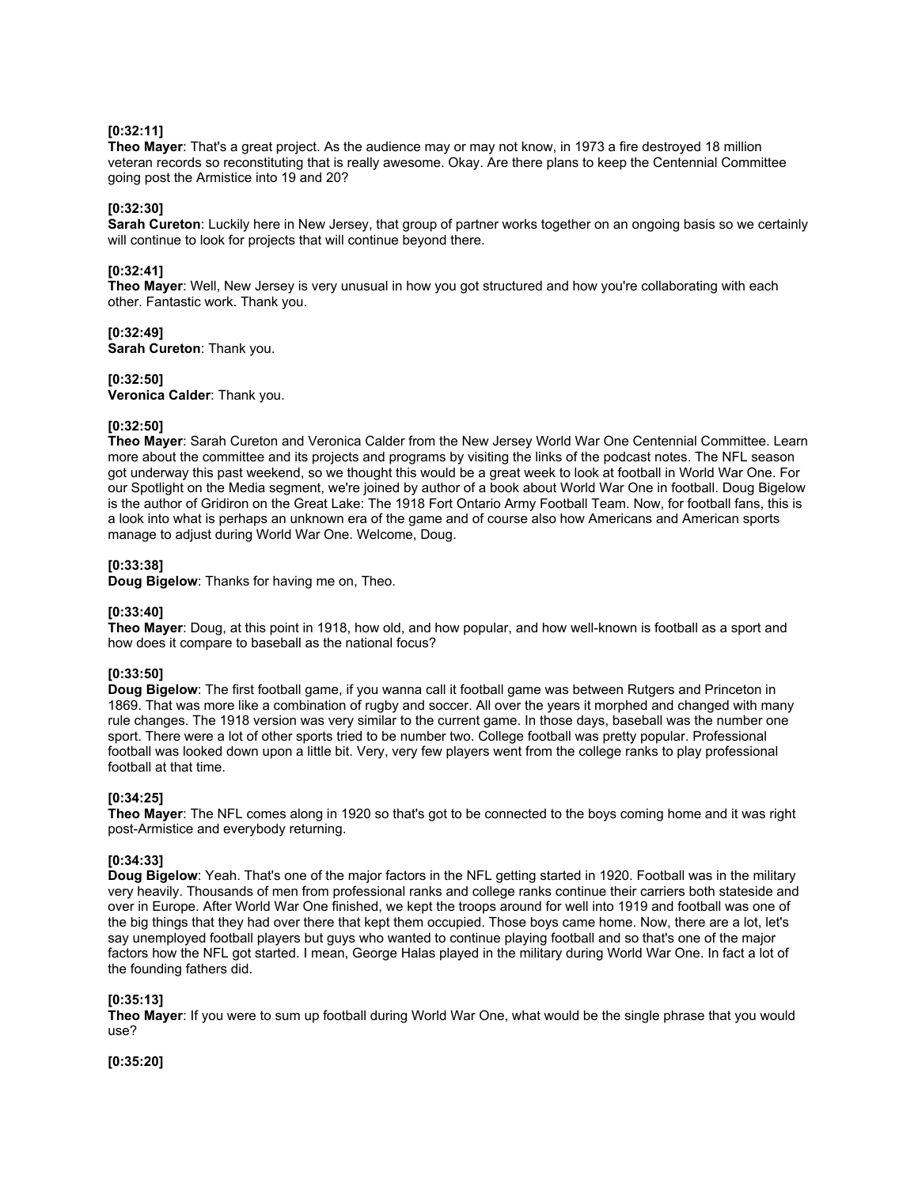**[0:32:11]**
**Theo Mayer**: That's a great project. As the audience may or may not know, in 1973 a fire destroyed 18 million veteran records so reconstituting that is really awesome. Okay. Are there plans to keep the Centennial Committee going post the Armistice into 19 and 20?

**[0:32:30]**
**Sarah Cureton**: Luckily here in New Jersey, that group of partner works together on an ongoing basis so we certainly will continue to look for projects that will continue beyond there.

**[0:32:41]**
**Theo Mayer**: Well, New Jersey is very unusual in how you got structured and how you're collaborating with each other. Fantastic work. Thank you.

**[0:32:49]**
**Sarah Cureton**: Thank you.

**[0:32:50]**
**Veronica Calder**: Thank you.

**[0:32:50]**
**Theo Mayer**: Sarah Cureton and Veronica Calder from the New Jersey World War One Centennial Committee. Learn more about the committee and its projects and programs by visiting the links of the podcast notes. The NFL season got underway this past weekend, so we thought this would be a great week to look at football in World War One. For our Spotlight on the Media segment, we're joined by author of a book about World War One in football. Doug Bigelow is the author of Gridiron on the Great Lake: The 1918 Fort Ontario Army Football Team. Now, for football fans, this is a look into what is perhaps an unknown era of the game and of course also how Americans and American sports manage to adjust during World War One. Welcome, Doug.

**[0:33:38]**
**Doug Bigelow**: Thanks for having me on, Theo.

**[0:33:40]**
**Theo Mayer**: Doug, at this point in 1918, how old, and how popular, and how well-known is football as a sport and how does it compare to baseball as the national focus?

**[0:33:50]**
**Doug Bigelow**: The first football game, if you wanna call it football game was between Rutgers and Princeton in 1869. That was more like a combination of rugby and soccer. All over the years it morphed and changed with many rule changes. The 1918 version was very similar to the current game. In those days, baseball was the number one sport. There were a lot of other sports tried to be number two. College football was pretty popular. Professional football was looked down upon a little bit. Very, very few players went from the college ranks to play professional football at that time.

**[0:34:25]**
**Theo Mayer**: The NFL comes along in 1920 so that's got to be connected to the boys coming home and it was right post-Armistice and everybody returning.

**[0:34:33]**
**Doug Bigelow**: Yeah. That's one of the major factors in the NFL getting started in 1920. Football was in the military very heavily. Thousands of men from professional ranks and college ranks continue their carriers both stateside and over in Europe. After World War One finished, we kept the troops around for well into 1919 and football was one of the big things that they had over there that kept them occupied. Those boys came home. Now, there are a lot, let's say unemployed football players but guys who wanted to continue playing football and so that's one of the major factors how the NFL got started. I mean, George Halas played in the military during World War One. In fact a lot of the founding fathers did.

**[0:35:13]**
**Theo Mayer**: If you were to sum up football during World War One, what would be the single phrase that you would use?

**[0:35:20]**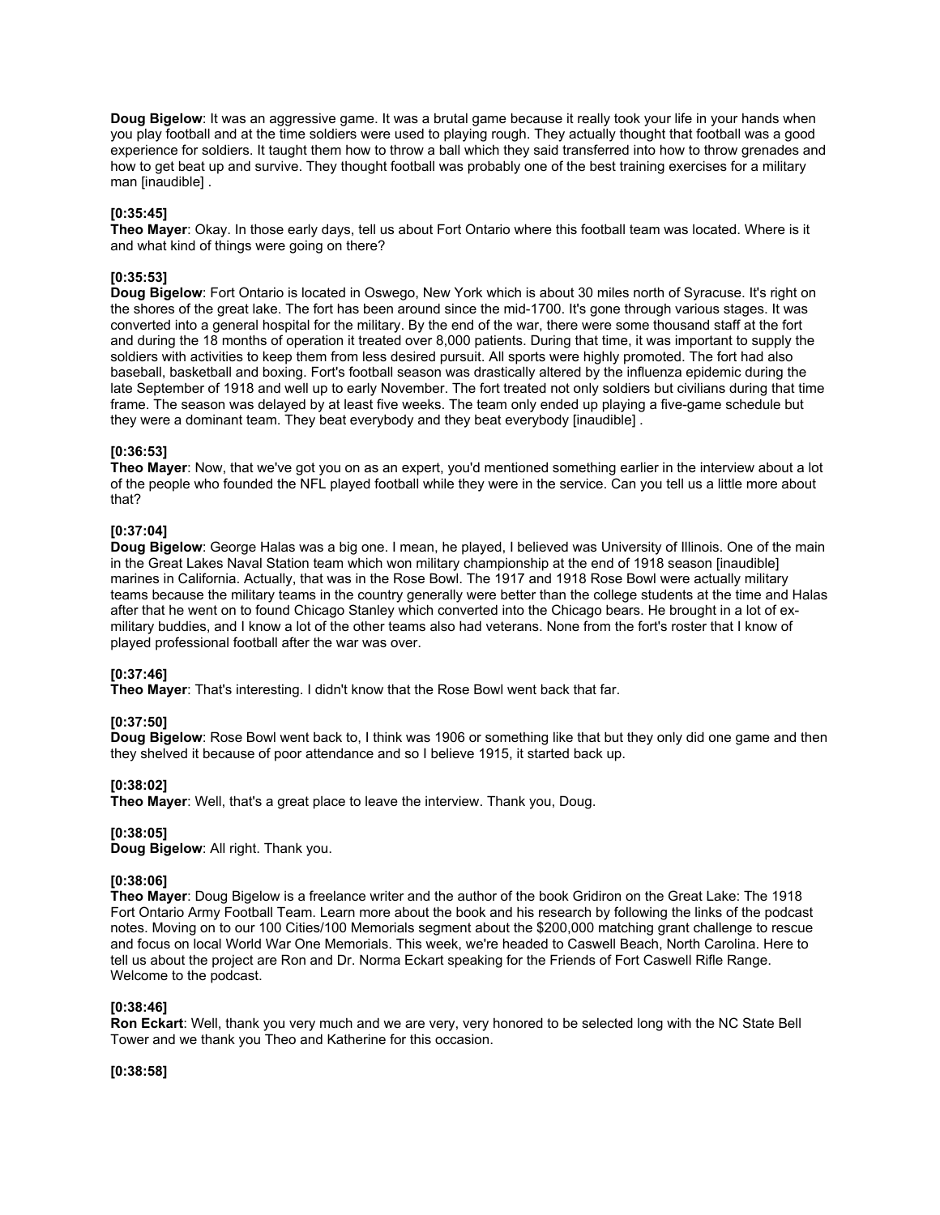**Doug Bigelow**: It was an aggressive game. It was a brutal game because it really took your life in your hands when you play football and at the time soldiers were used to playing rough. They actually thought that football was a good experience for soldiers. It taught them how to throw a ball which they said transferred into how to throw grenades and how to get beat up and survive. They thought football was probably one of the best training exercises for a military man [inaudible] .

**[0:35:45]**
**Theo Mayer**: Okay. In those early days, tell us about Fort Ontario where this football team was located. Where is it and what kind of things were going on there?

**[0:35:53]**
**Doug Bigelow**: Fort Ontario is located in Oswego, New York which is about 30 miles north of Syracuse. It's right on the shores of the great lake. The fort has been around since the mid-1700. It's gone through various stages. It was converted into a general hospital for the military. By the end of the war, there were some thousand staff at the fort and during the 18 months of operation it treated over 8,000 patients. During that time, it was important to supply the soldiers with activities to keep them from less desired pursuit. All sports were highly promoted. The fort had also baseball, basketball and boxing. Fort's football season was drastically altered by the influenza epidemic during the late September of 1918 and well up to early November. The fort treated not only soldiers but civilians during that time frame. The season was delayed by at least five weeks. The team only ended up playing a five-game schedule but they were a dominant team. They beat everybody and they beat everybody [inaudible] .

**[0:36:53]**
**Theo Mayer**: Now, that we've got you on as an expert, you'd mentioned something earlier in the interview about a lot of the people who founded the NFL played football while they were in the service. Can you tell us a little more about that?

**[0:37:04]**
**Doug Bigelow**: George Halas was a big one. I mean, he played, I believed was University of Illinois. One of the main in the Great Lakes Naval Station team which won military championship at the end of 1918 season [inaudible] marines in California. Actually, that was in the Rose Bowl. The 1917 and 1918 Rose Bowl were actually military teams because the military teams in the country generally were better than the college students at the time and Halas after that he went on to found Chicago Stanley which converted into the Chicago bears. He brought in a lot of ex-military buddies, and I know a lot of the other teams also had veterans. None from the fort's roster that I know of played professional football after the war was over.

**[0:37:46]**
**Theo Mayer**: That's interesting. I didn't know that the Rose Bowl went back that far.

**[0:37:50]**
**Doug Bigelow**: Rose Bowl went back to, I think was 1906 or something like that but they only did one game and then they shelved it because of poor attendance and so I believe 1915, it started back up.

**[0:38:02]**
**Theo Mayer**: Well, that's a great place to leave the interview. Thank you, Doug.

**[0:38:05]**
**Doug Bigelow**: All right. Thank you.

**[0:38:06]**
**Theo Mayer**: Doug Bigelow is a freelance writer and the author of the book Gridiron on the Great Lake: The 1918 Fort Ontario Army Football Team. Learn more about the book and his research by following the links of the podcast notes. Moving on to our 100 Cities/100 Memorials segment about the $200,000 matching grant challenge to rescue and focus on local World War One Memorials. This week, we're headed to Caswell Beach, North Carolina. Here to tell us about the project are Ron and Dr. Norma Eckart speaking for the Friends of Fort Caswell Rifle Range. Welcome to the podcast.

**[0:38:46]**
**Ron Eckart**: Well, thank you very much and we are very, very honored to be selected long with the NC State Bell Tower and we thank you Theo and Katherine for this occasion.

**[0:38:58]**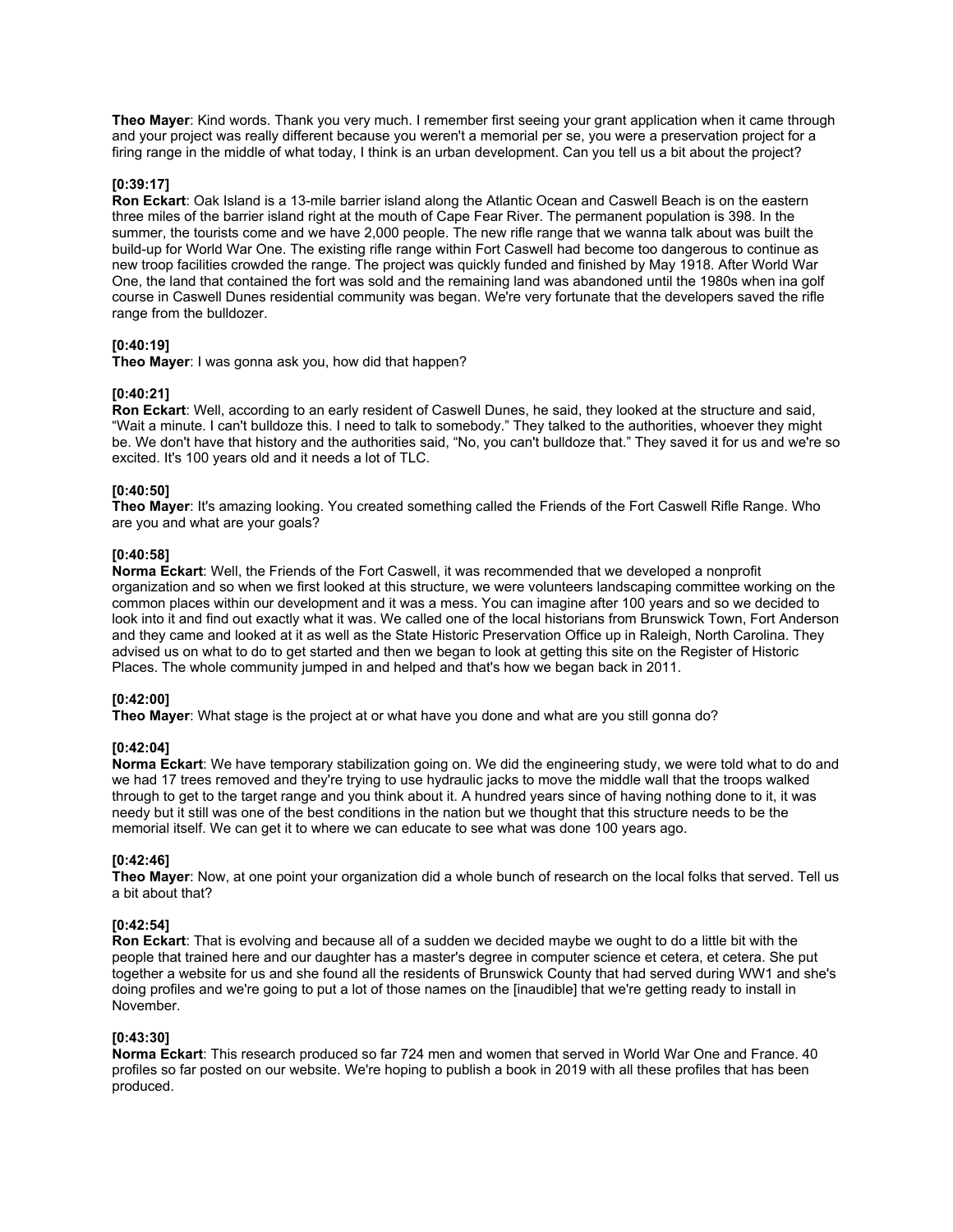**Theo Mayer**: Kind words. Thank you very much. I remember first seeing your grant application when it came through and your project was really different because you weren't a memorial per se, you were a preservation project for a firing range in the middle of what today, I think is an urban development. Can you tell us a bit about the project?

**[0:39:17]**
**Ron Eckart**: Oak Island is a 13-mile barrier island along the Atlantic Ocean and Caswell Beach is on the eastern three miles of the barrier island right at the mouth of Cape Fear River. The permanent population is 398. In the summer, the tourists come and we have 2,000 people. The new rifle range that we wanna talk about was built the build-up for World War One. The existing rifle range within Fort Caswell had become too dangerous to continue as new troop facilities crowded the range. The project was quickly funded and finished by May 1918. After World War One, the land that contained the fort was sold and the remaining land was abandoned until the 1980s when ina golf course in Caswell Dunes residential community was began. We're very fortunate that the developers saved the rifle range from the bulldozer.

**[0:40:19]**
**Theo Mayer**: I was gonna ask you, how did that happen?

**[0:40:21]**
**Ron Eckart**: Well, according to an early resident of Caswell Dunes, he said, they looked at the structure and said, "Wait a minute. I can't bulldoze this. I need to talk to somebody." They talked to the authorities, whoever they might be. We don't have that history and the authorities said, "No, you can't bulldoze that." They saved it for us and we're so excited. It's 100 years old and it needs a lot of TLC.

**[0:40:50]**
**Theo Mayer**: It's amazing looking. You created something called the Friends of the Fort Caswell Rifle Range. Who are you and what are your goals?

**[0:40:58]**
**Norma Eckart**: Well, the Friends of the Fort Caswell, it was recommended that we developed a nonprofit organization and so when we first looked at this structure, we were volunteers landscaping committee working on the common places within our development and it was a mess. You can imagine after 100 years and so we decided to look into it and find out exactly what it was. We called one of the local historians from Brunswick Town, Fort Anderson and they came and looked at it as well as the State Historic Preservation Office up in Raleigh, North Carolina. They advised us on what to do to get started and then we began to look at getting this site on the Register of Historic Places. The whole community jumped in and helped and that's how we began back in 2011.

**[0:42:00]**
**Theo Mayer**: What stage is the project at or what have you done and what are you still gonna do?

**[0:42:04]**
**Norma Eckart**: We have temporary stabilization going on. We did the engineering study, we were told what to do and we had 17 trees removed and they're trying to use hydraulic jacks to move the middle wall that the troops walked through to get to the target range and you think about it. A hundred years since of having nothing done to it, it was needy but it still was one of the best conditions in the nation but we thought that this structure needs to be the memorial itself. We can get it to where we can educate to see what was done 100 years ago.

**[0:42:46]**
**Theo Mayer**: Now, at one point your organization did a whole bunch of research on the local folks that served. Tell us a bit about that?

**[0:42:54]**
**Ron Eckart**: That is evolving and because all of a sudden we decided maybe we ought to do a little bit with the people that trained here and our daughter has a master's degree in computer science et cetera, et cetera. She put together a website for us and she found all the residents of Brunswick County that had served during WW1 and she's doing profiles and we're going to put a lot of those names on the [inaudible] that we're getting ready to install in November.

**[0:43:30]**
**Norma Eckart**: This research produced so far 724 men and women that served in World War One and France. 40 profiles so far posted on our website. We're hoping to publish a book in 2019 with all these profiles that has been produced.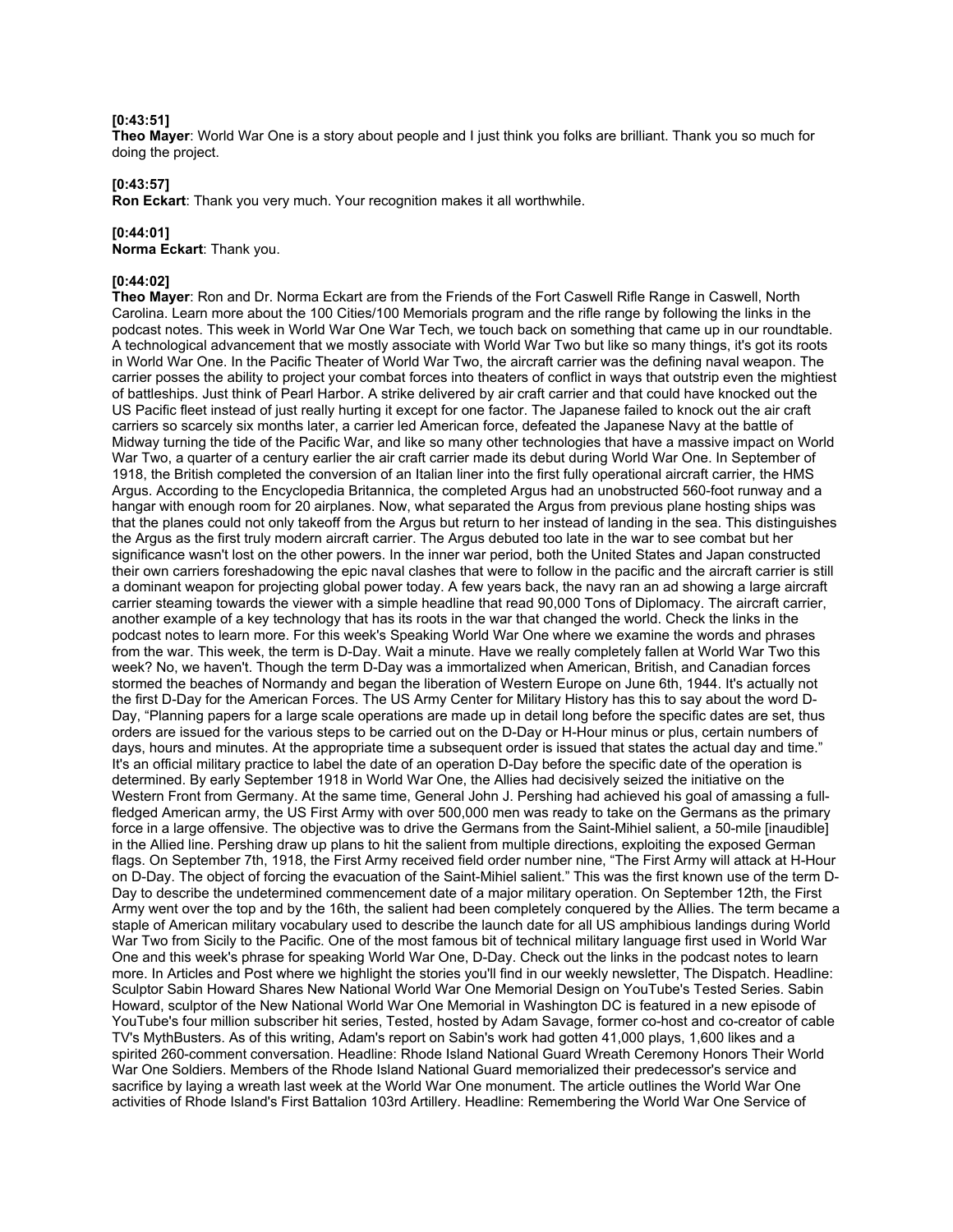**[0:43:51]**
**Theo Mayer**: World War One is a story about people and I just think you folks are brilliant. Thank you so much for doing the project.

**[0:43:57]**
**Ron Eckart**: Thank you very much. Your recognition makes it all worthwhile.

**[0:44:01]**
**Norma Eckart**: Thank you.

**[0:44:02]**
**Theo Mayer**: Ron and Dr. Norma Eckart are from the Friends of the Fort Caswell Rifle Range in Caswell, North Carolina. Learn more about the 100 Cities/100 Memorials program and the rifle range by following the links in the podcast notes. This week in World War One War Tech, we touch back on something that came up in our roundtable. A technological advancement that we mostly associate with World War Two but like so many things, it's got its roots in World War One. In the Pacific Theater of World War Two, the aircraft carrier was the defining naval weapon. The carrier posses the ability to project your combat forces into theaters of conflict in ways that outstrip even the mightiest of battleships. Just think of Pearl Harbor. A strike delivered by air craft carrier and that could have knocked out the US Pacific fleet instead of just really hurting it except for one factor. The Japanese failed to knock out the air craft carriers so scarcely six months later, a carrier led American force, defeated the Japanese Navy at the battle of Midway turning the tide of the Pacific War, and like so many other technologies that have a massive impact on World War Two, a quarter of a century earlier the air craft carrier made its debut during World War One. In September of 1918, the British completed the conversion of an Italian liner into the first fully operational aircraft carrier, the HMS Argus. According to the Encyclopedia Britannica, the completed Argus had an unobstructed 560-foot runway and a hangar with enough room for 20 airplanes. Now, what separated the Argus from previous plane hosting ships was that the planes could not only takeoff from the Argus but return to her instead of landing in the sea. This distinguishes the Argus as the first truly modern aircraft carrier. The Argus debuted too late in the war to see combat but her significance wasn't lost on the other powers. In the inner war period, both the United States and Japan constructed their own carriers foreshadowing the epic naval clashes that were to follow in the pacific and the aircraft carrier is still a dominant weapon for projecting global power today. A few years back, the navy ran an ad showing a large aircraft carrier steaming towards the viewer with a simple headline that read 90,000 Tons of Diplomacy. The aircraft carrier, another example of a key technology that has its roots in the war that changed the world. Check the links in the podcast notes to learn more. For this week's Speaking World War One where we examine the words and phrases from the war. This week, the term is D-Day. Wait a minute. Have we really completely fallen at World War Two this week? No, we haven't. Though the term D-Day was a immortalized when American, British, and Canadian forces stormed the beaches of Normandy and began the liberation of Western Europe on June 6th, 1944. It's actually not the first D-Day for the American Forces. The US Army Center for Military History has this to say about the word D-Day, "Planning papers for a large scale operations are made up in detail long before the specific dates are set, thus orders are issued for the various steps to be carried out on the D-Day or H-Hour minus or plus, certain numbers of days, hours and minutes. At the appropriate time a subsequent order is issued that states the actual day and time." It's an official military practice to label the date of an operation D-Day before the specific date of the operation is determined. By early September 1918 in World War One, the Allies had decisively seized the initiative on the Western Front from Germany. At the same time, General John J. Pershing had achieved his goal of amassing a full-fledged American army, the US First Army with over 500,000 men was ready to take on the Germans as the primary force in a large offensive. The objective was to drive the Germans from the Saint-Mihiel salient, a 50-mile [inaudible] in the Allied line. Pershing draw up plans to hit the salient from multiple directions, exploiting the exposed German flags. On September 7th, 1918, the First Army received field order number nine, "The First Army will attack at H-Hour on D-Day. The object of forcing the evacuation of the Saint-Mihiel salient." This was the first known use of the term D-Day to describe the undetermined commencement date of a major military operation. On September 12th, the First Army went over the top and by the 16th, the salient had been completely conquered by the Allies. The term became a staple of American military vocabulary used to describe the launch date for all US amphibious landings during World War Two from Sicily to the Pacific. One of the most famous bit of technical military language first used in World War One and this week's phrase for speaking World War One, D-Day. Check out the links in the podcast notes to learn more. In Articles and Post where we highlight the stories you'll find in our weekly newsletter, The Dispatch. Headline: Sculptor Sabin Howard Shares New National World War One Memorial Design on YouTube's Tested Series. Sabin Howard, sculptor of the New National World War One Memorial in Washington DC is featured in a new episode of YouTube's four million subscriber hit series, Tested, hosted by Adam Savage, former co-host and co-creator of cable TV's MythBusters. As of this writing, Adam's report on Sabin's work had gotten 41,000 plays, 1,600 likes and a spirited 260-comment conversation. Headline: Rhode Island National Guard Wreath Ceremony Honors Their World War One Soldiers. Members of the Rhode Island National Guard memorialized their predecessor's service and sacrifice by laying a wreath last week at the World War One monument. The article outlines the World War One activities of Rhode Island's First Battalion 103rd Artillery. Headline: Remembering the World War One Service of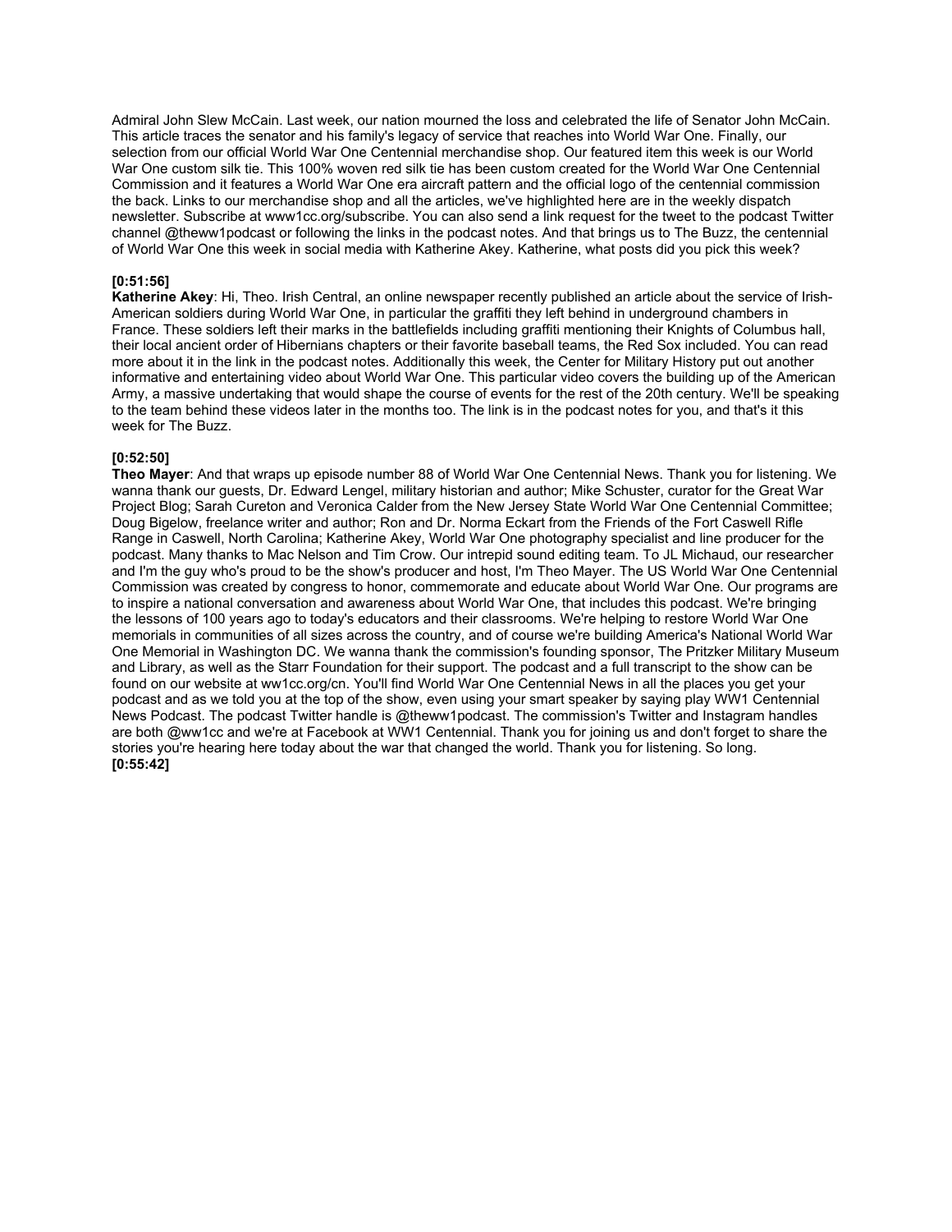Admiral John Slew McCain. Last week, our nation mourned the loss and celebrated the life of Senator John McCain. This article traces the senator and his family's legacy of service that reaches into World War One. Finally, our selection from our official World War One Centennial merchandise shop. Our featured item this week is our World War One custom silk tie. This 100% woven red silk tie has been custom created for the World War One Centennial Commission and it features a World War One era aircraft pattern and the official logo of the centennial commission the back. Links to our merchandise shop and all the articles, we've highlighted here are in the weekly dispatch newsletter. Subscribe at www1cc.org/subscribe. You can also send a link request for the tweet to the podcast Twitter channel @theww1podcast or following the links in the podcast notes. And that brings us to The Buzz, the centennial of World War One this week in social media with Katherine Akey. Katherine, what posts did you pick this week?

**[0:51:56]**
**Katherine Akey**: Hi, Theo. Irish Central, an online newspaper recently published an article about the service of Irish-American soldiers during World War One, in particular the graffiti they left behind in underground chambers in France. These soldiers left their marks in the battlefields including graffiti mentioning their Knights of Columbus hall, their local ancient order of Hibernians chapters or their favorite baseball teams, the Red Sox included. You can read more about it in the link in the podcast notes. Additionally this week, the Center for Military History put out another informative and entertaining video about World War One. This particular video covers the building up of the American Army, a massive undertaking that would shape the course of events for the rest of the 20th century. We'll be speaking to the team behind these videos later in the months too. The link is in the podcast notes for you, and that's it this week for The Buzz.

**[0:52:50]**
**Theo Mayer**: And that wraps up episode number 88 of World War One Centennial News. Thank you for listening. We wanna thank our guests, Dr. Edward Lengel, military historian and author; Mike Schuster, curator for the Great War Project Blog; Sarah Cureton and Veronica Calder from the New Jersey State World War One Centennial Committee; Doug Bigelow, freelance writer and author; Ron and Dr. Norma Eckart from the Friends of the Fort Caswell Rifle Range in Caswell, North Carolina; Katherine Akey, World War One photography specialist and line producer for the podcast. Many thanks to Mac Nelson and Tim Crow. Our intrepid sound editing team. To JL Michaud, our researcher and I'm the guy who's proud to be the show's producer and host, I'm Theo Mayer. The US World War One Centennial Commission was created by congress to honor, commemorate and educate about World War One. Our programs are to inspire a national conversation and awareness about World War One, that includes this podcast. We're bringing the lessons of 100 years ago to today's educators and their classrooms. We're helping to restore World War One memorials in communities of all sizes across the country, and of course we're building America's National World War One Memorial in Washington DC. We wanna thank the commission's founding sponsor, The Pritzker Military Museum and Library, as well as the Starr Foundation for their support. The podcast and a full transcript to the show can be found on our website at ww1cc.org/cn. You'll find World War One Centennial News in all the places you get your podcast and as we told you at the top of the show, even using your smart speaker by saying play WW1 Centennial News Podcast. The podcast Twitter handle is @theww1podcast. The commission's Twitter and Instagram handles are both @ww1cc and we're at Facebook at WW1 Centennial. Thank you for joining us and don't forget to share the stories you're hearing here today about the war that changed the world. Thank you for listening. So long.
**[0:55:42]**